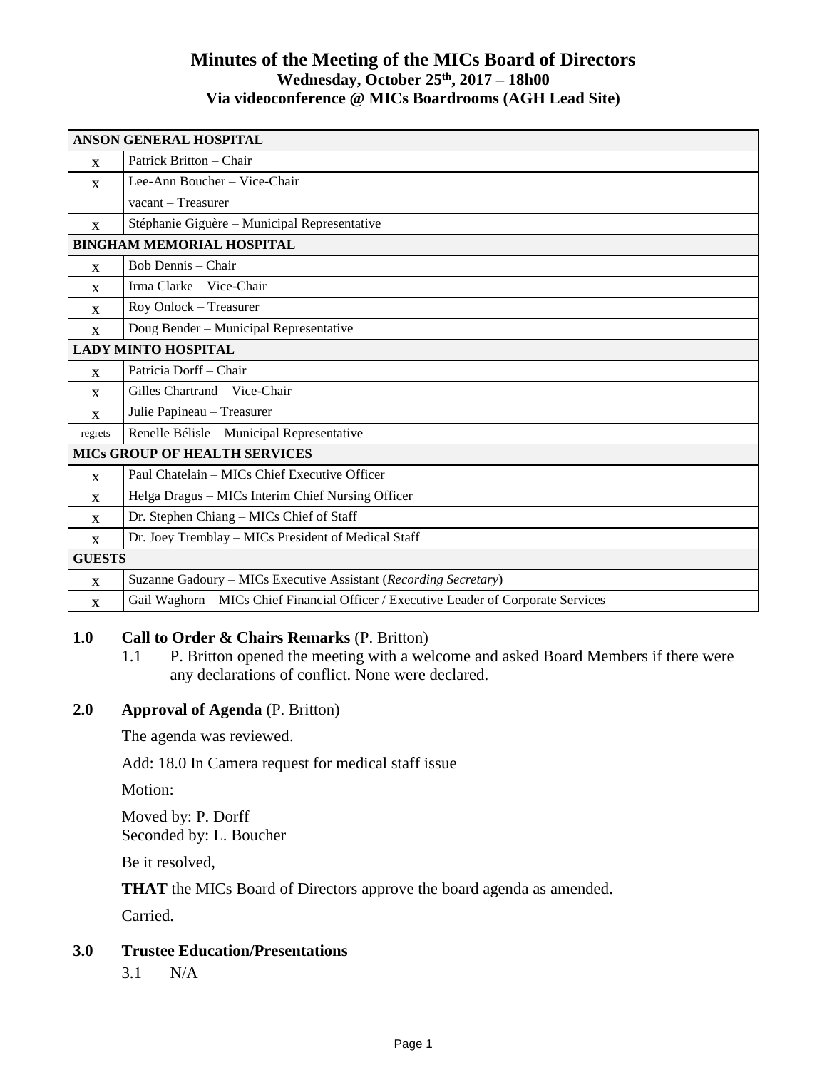# Minutes of the Meeting of the MICs Board of Directors

**Wednesday, October 25th, 2017 – 18h00**
**Via videoconference @ MICs Boardrooms (AGH Lead Site)**

| ANSON GENERAL HOSPITAL | |
|---|---|
| x | Patrick Britton – Chair |
| x | Lee-Ann Boucher – Vice-Chair |
| | vacant – Treasurer |
| x | Stéphanie Giguère – Municipal Representative |
| **BINGHAM MEMORIAL HOSPITAL** | |
| x | Bob Dennis – Chair |
| x | Irma Clarke – Vice-Chair |
| x | Roy Onlock – Treasurer |
| x | Doug Bender – Municipal Representative |
| **LADY MINTO HOSPITAL** | |
| x | Patricia Dorff – Chair |
| x | Gilles Chartrand – Vice-Chair |
| x | Julie Papineau – Treasurer |
| regrets | Renelle Bélisle – Municipal Representative |
| **MICs GROUP OF HEALTH SERVICES** | |
| x | Paul Chatelain – MICs Chief Executive Officer |
| x | Helga Dragus – MICs Interim Chief Nursing Officer |
| x | Dr. Stephen Chiang – MICs Chief of Staff |
| x | Dr. Joey Tremblay – MICs President of Medical Staff |
| **GUESTS** | |
| x | Suzanne Gadoury – MICs Executive Assistant (*Recording Secretary*) |
| x | Gail Waghorn – MICs Chief Financial Officer / Executive Leader of Corporate Services |

## 1.0 Call to Order & Chairs Remarks (P. Britton)

1.1 P. Britton opened the meeting with a welcome and asked Board Members if there were any declarations of conflict. None were declared.

## 2.0 Approval of Agenda (P. Britton)

The agenda was reviewed.

Add: 18.0 In Camera request for medical staff issue

Motion:

Moved by: P. Dorff
Seconded by: L. Boucher

Be it resolved,

**THAT** the MICs Board of Directors approve the board agenda as amended.

Carried.

## 3.0 Trustee Education/Presentations

3.1 N/A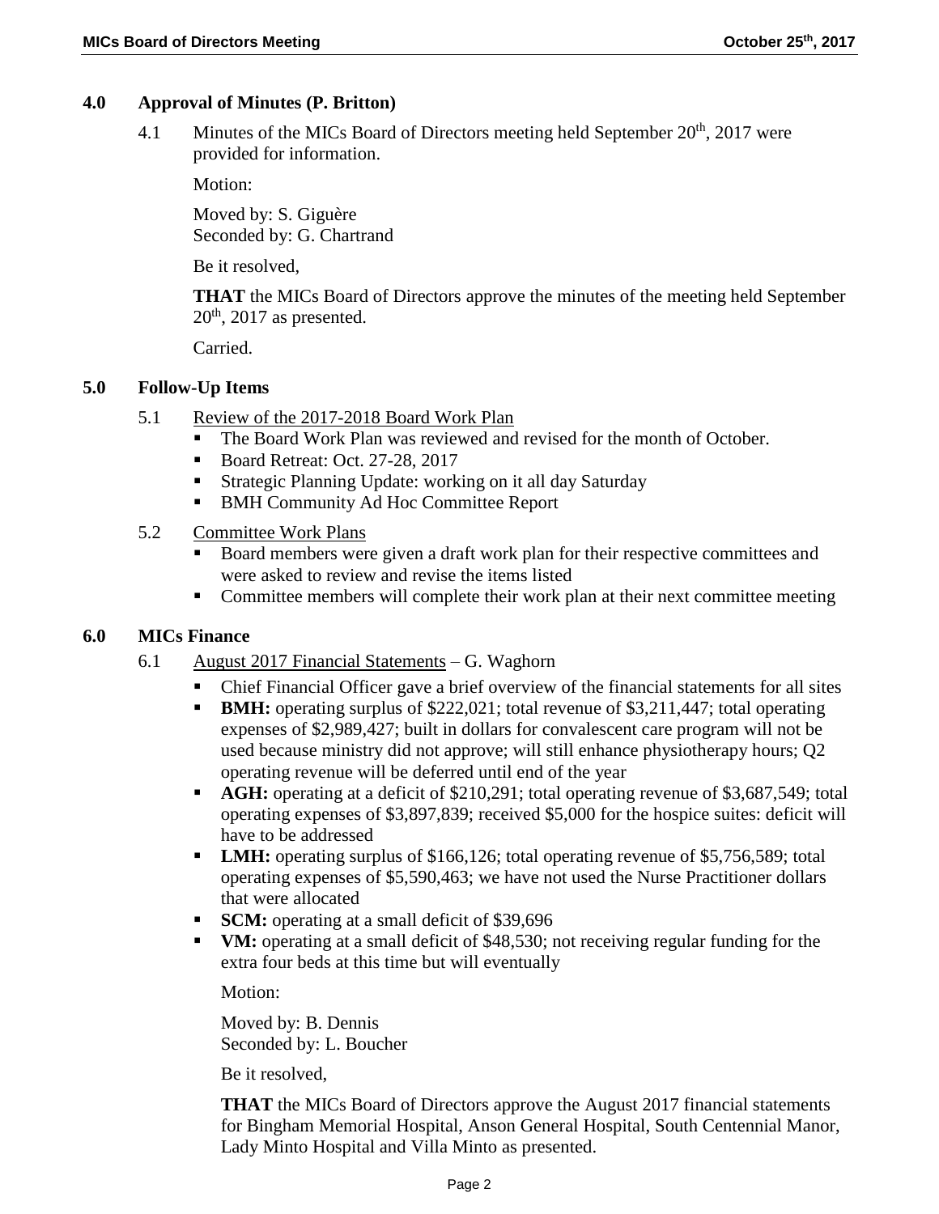## 4.0 Approval of Minutes (P. Britton)

4.1 Minutes of the MICs Board of Directors meeting held September 20th, 2017 were provided for information.

Motion:

Moved by: S. Giguère
Seconded by: G. Chartrand

Be it resolved,

**THAT** the MICs Board of Directors approve the minutes of the meeting held September 20th, 2017 as presented.

Carried.

## 5.0 Follow-Up Items

5.1 Review of the 2017-2018 Board Work Plan

- The Board Work Plan was reviewed and revised for the month of October.
- Board Retreat: Oct. 27-28, 2017
- Strategic Planning Update: working on it all day Saturday
- BMH Community Ad Hoc Committee Report

5.2 Committee Work Plans

- Board members were given a draft work plan for their respective committees and were asked to review and revise the items listed
- Committee members will complete their work plan at their next committee meeting

## 6.0 MICs Finance

6.1 August 2017 Financial Statements – G. Waghorn

- Chief Financial Officer gave a brief overview of the financial statements for all sites
- **BMH:** operating surplus of $222,021; total revenue of $3,211,447; total operating expenses of $2,989,427; built in dollars for convalescent care program will not be used because ministry did not approve; will still enhance physiotherapy hours; Q2 operating revenue will be deferred until end of the year
- **AGH:** operating at a deficit of $210,291; total operating revenue of $3,687,549; total operating expenses of $3,897,839; received $5,000 for the hospice suites: deficit will have to be addressed
- **LMH:** operating surplus of $166,126; total operating revenue of $5,756,589; total operating expenses of $5,590,463; we have not used the Nurse Practitioner dollars that were allocated
- **SCM:** operating at a small deficit of $39,696
- **VM:** operating at a small deficit of $48,530; not receiving regular funding for the extra four beds at this time but will eventually

Motion:

Moved by: B. Dennis
Seconded by: L. Boucher

Be it resolved,

**THAT** the MICs Board of Directors approve the August 2017 financial statements for Bingham Memorial Hospital, Anson General Hospital, South Centennial Manor, Lady Minto Hospital and Villa Minto as presented.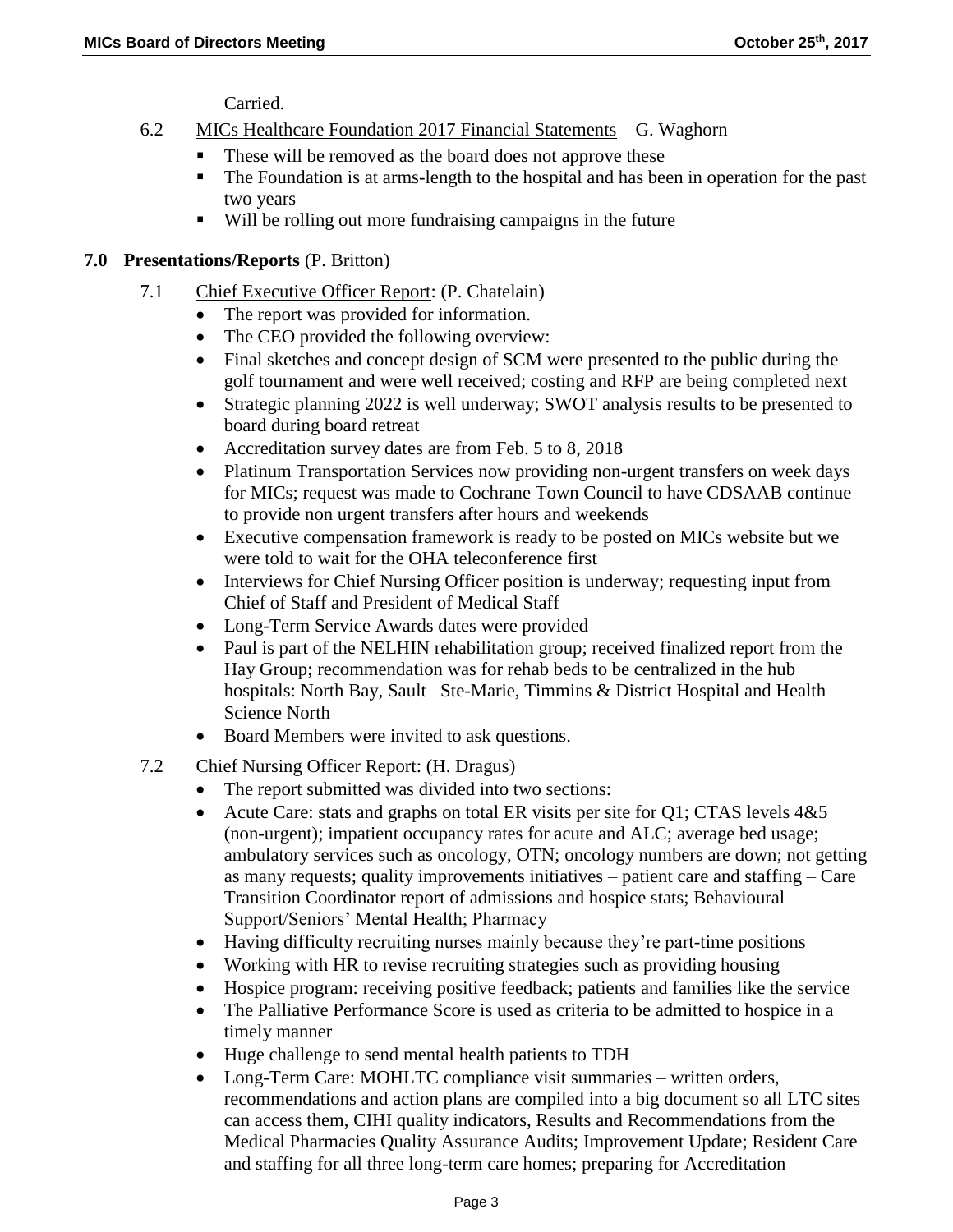Carried.

6.2 MICs Healthcare Foundation 2017 Financial Statements – G. Waghorn

- These will be removed as the board does not approve these
- The Foundation is at arms-length to the hospital and has been in operation for the past two years
- Will be rolling out more fundraising campaigns in the future

**7.0 Presentations/Reports** (P. Britton)

7.1 Chief Executive Officer Report: (P. Chatelain)

- The report was provided for information.
- The CEO provided the following overview:
- Final sketches and concept design of SCM were presented to the public during the golf tournament and were well received; costing and RFP are being completed next
- Strategic planning 2022 is well underway; SWOT analysis results to be presented to board during board retreat
- Accreditation survey dates are from Feb. 5 to 8, 2018
- Platinum Transportation Services now providing non-urgent transfers on week days for MICs; request was made to Cochrane Town Council to have CDSAAB continue to provide non urgent transfers after hours and weekends
- Executive compensation framework is ready to be posted on MICs website but we were told to wait for the OHA teleconference first
- Interviews for Chief Nursing Officer position is underway; requesting input from Chief of Staff and President of Medical Staff
- Long-Term Service Awards dates were provided
- Paul is part of the NELHIN rehabilitation group; received finalized report from the Hay Group; recommendation was for rehab beds to be centralized in the hub hospitals: North Bay, Sault –Ste-Marie, Timmins & District Hospital and Health Science North
- Board Members were invited to ask questions.

7.2 Chief Nursing Officer Report: (H. Dragus)

- The report submitted was divided into two sections:
- Acute Care: stats and graphs on total ER visits per site for Q1; CTAS levels 4&5 (non-urgent); impatient occupancy rates for acute and ALC; average bed usage; ambulatory services such as oncology, OTN; oncology numbers are down; not getting as many requests; quality improvements initiatives – patient care and staffing – Care Transition Coordinator report of admissions and hospice stats; Behavioural Support/Seniors' Mental Health; Pharmacy
- Having difficulty recruiting nurses mainly because they're part-time positions
- Working with HR to revise recruiting strategies such as providing housing
- Hospice program: receiving positive feedback; patients and families like the service
- The Palliative Performance Score is used as criteria to be admitted to hospice in a timely manner
- Huge challenge to send mental health patients to TDH
- Long-Term Care: MOHLTC compliance visit summaries – written orders, recommendations and action plans are compiled into a big document so all LTC sites can access them, CIHI quality indicators, Results and Recommendations from the Medical Pharmacies Quality Assurance Audits; Improvement Update; Resident Care and staffing for all three long-term care homes; preparing for Accreditation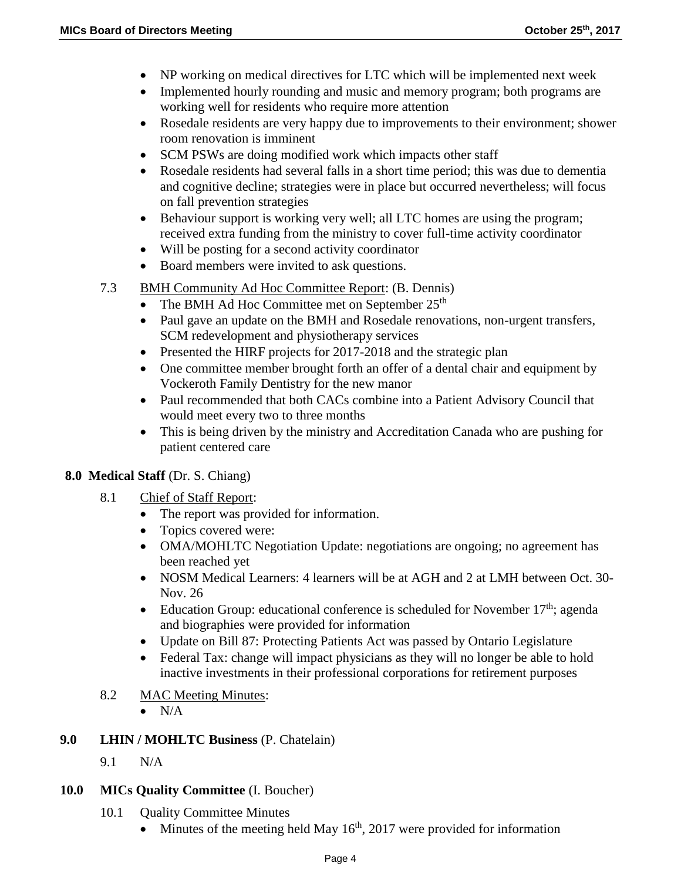- NP working on medical directives for LTC which will be implemented next week
- Implemented hourly rounding and music and memory program; both programs are working well for residents who require more attention
- Rosedale residents are very happy due to improvements to their environment; shower room renovation is imminent
- SCM PSWs are doing modified work which impacts other staff
- Rosedale residents had several falls in a short time period; this was due to dementia and cognitive decline; strategies were in place but occurred nevertheless; will focus on fall prevention strategies
- Behaviour support is working very well; all LTC homes are using the program; received extra funding from the ministry to cover full-time activity coordinator
- Will be posting for a second activity coordinator
- Board members were invited to ask questions.

7.3 BMH Community Ad Hoc Committee Report: (B. Dennis)

- The BMH Ad Hoc Committee met on September 25th
- Paul gave an update on the BMH and Rosedale renovations, non-urgent transfers, SCM redevelopment and physiotherapy services
- Presented the HIRF projects for 2017-2018 and the strategic plan
- One committee member brought forth an offer of a dental chair and equipment by Vockeroth Family Dentistry for the new manor
- Paul recommended that both CACs combine into a Patient Advisory Council that would meet every two to three months
- This is being driven by the ministry and Accreditation Canada who are pushing for patient centered care

**8.0 Medical Staff** (Dr. S. Chiang)

8.1 Chief of Staff Report:

- The report was provided for information.
- Topics covered were:
- OMA/MOHLTC Negotiation Update: negotiations are ongoing; no agreement has been reached yet
- NOSM Medical Learners: 4 learners will be at AGH and 2 at LMH between Oct. 30-Nov. 26
- Education Group: educational conference is scheduled for November 17th; agenda and biographies were provided for information
- Update on Bill 87: Protecting Patients Act was passed by Ontario Legislature
- Federal Tax: change will impact physicians as they will no longer be able to hold inactive investments in their professional corporations for retirement purposes

8.2 MAC Meeting Minutes:

- N/A

**9.0 LHIN / MOHLTC Business** (P. Chatelain)

9.1 N/A

**10.0 MICs Quality Committee** (I. Boucher)

10.1 Quality Committee Minutes

- Minutes of the meeting held May 16th, 2017 were provided for information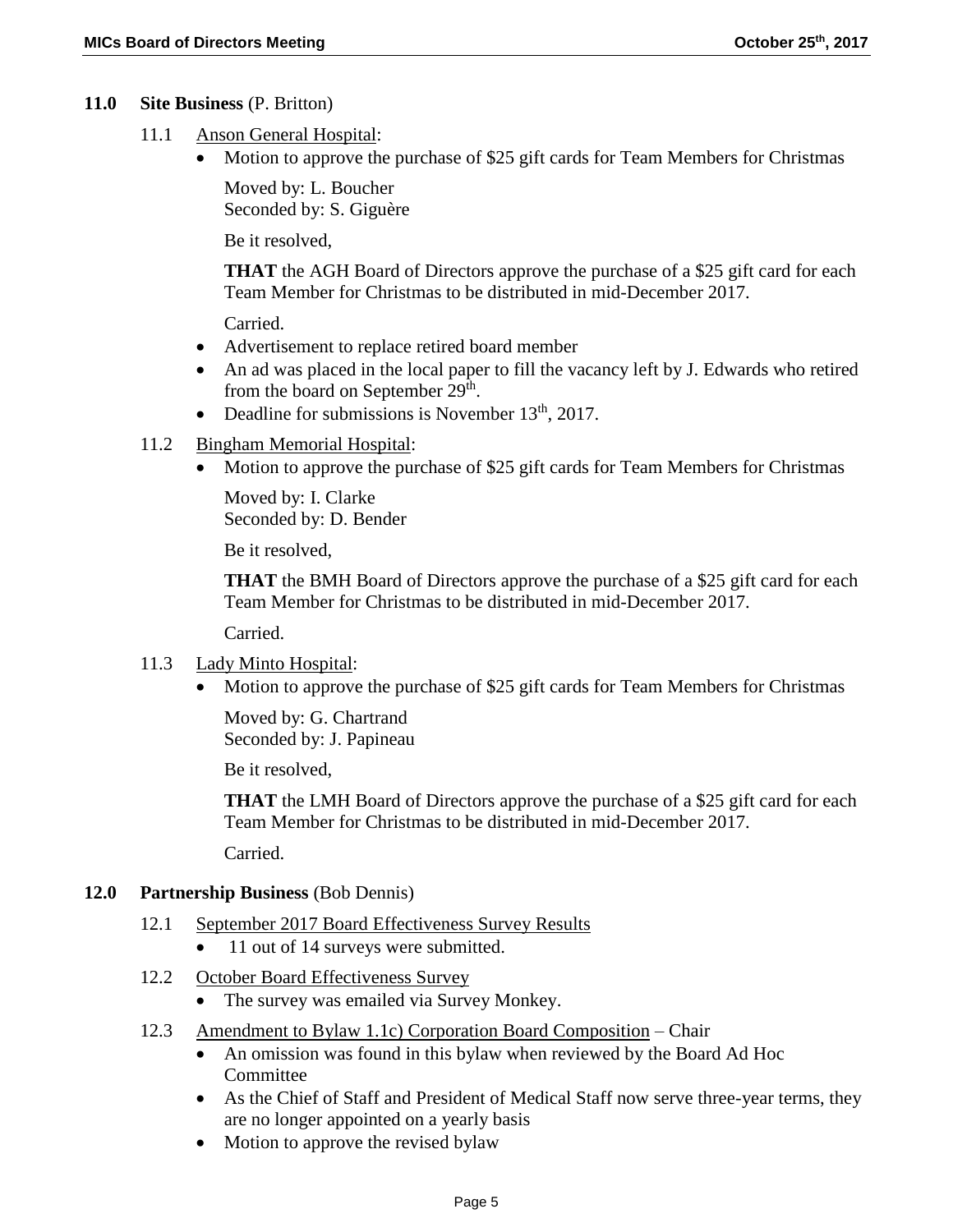## 11.0 Site Business (P. Britton)

11.1 Anson General Hospital:

- Motion to approve the purchase of \$25 gift cards for Team Members for Christmas

  Moved by: L. Boucher
  Seconded by: S. Giguère

  Be it resolved,

  **THAT** the AGH Board of Directors approve the purchase of a \$25 gift card for each Team Member for Christmas to be distributed in mid-December 2017.

  Carried.

- Advertisement to replace retired board member
- An ad was placed in the local paper to fill the vacancy left by J. Edwards who retired from the board on September 29th.
- Deadline for submissions is November 13th, 2017.

11.2 Bingham Memorial Hospital:

- Motion to approve the purchase of \$25 gift cards for Team Members for Christmas

  Moved by: I. Clarke
  Seconded by: D. Bender

  Be it resolved,

  **THAT** the BMH Board of Directors approve the purchase of a \$25 gift card for each Team Member for Christmas to be distributed in mid-December 2017.

  Carried.

11.3 Lady Minto Hospital:

- Motion to approve the purchase of \$25 gift cards for Team Members for Christmas

  Moved by: G. Chartrand
  Seconded by: J. Papineau

  Be it resolved,

  **THAT** the LMH Board of Directors approve the purchase of a \$25 gift card for each Team Member for Christmas to be distributed in mid-December 2017.

  Carried.

## 12.0 Partnership Business (Bob Dennis)

12.1 September 2017 Board Effectiveness Survey Results

- 11 out of 14 surveys were submitted.

12.2 October Board Effectiveness Survey

- The survey was emailed via Survey Monkey.

12.3 Amendment to Bylaw 1.1c) Corporation Board Composition – Chair

- An omission was found in this bylaw when reviewed by the Board Ad Hoc Committee
- As the Chief of Staff and President of Medical Staff now serve three-year terms, they are no longer appointed on a yearly basis
- Motion to approve the revised bylaw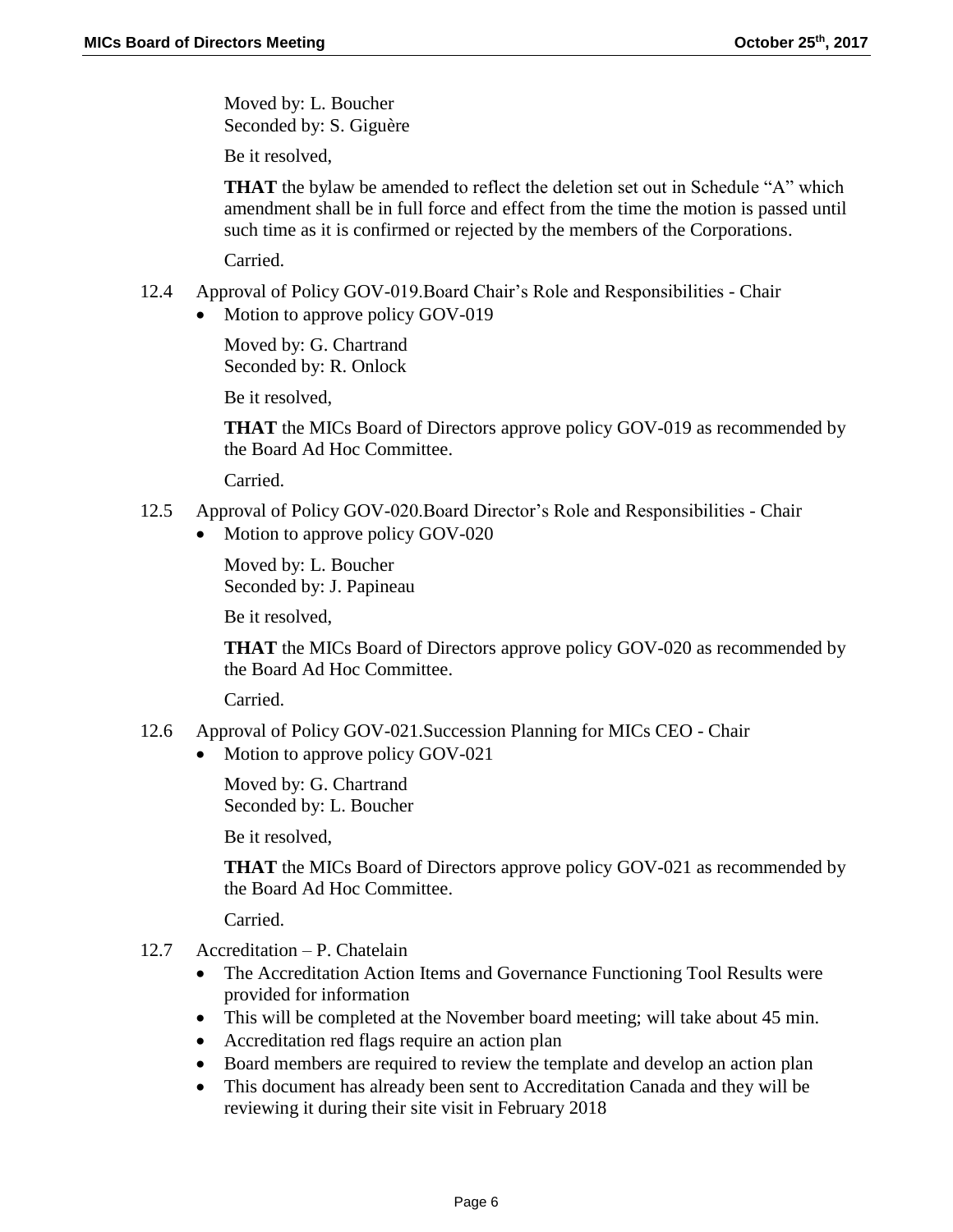Moved by: L. Boucher
Seconded by: S. Giguère

Be it resolved,

**THAT** the bylaw be amended to reflect the deletion set out in Schedule “A” which amendment shall be in full force and effect from the time the motion is passed until such time as it is confirmed or rejected by the members of the Corporations.

Carried.

12.4 Approval of Policy GOV-019.Board Chair’s Role and Responsibilities - Chair

- Motion to approve policy GOV-019

Moved by: G. Chartrand
Seconded by: R. Onlock

Be it resolved,

**THAT** the MICs Board of Directors approve policy GOV-019 as recommended by the Board Ad Hoc Committee.

Carried.

12.5 Approval of Policy GOV-020.Board Director’s Role and Responsibilities - Chair

- Motion to approve policy GOV-020

Moved by: L. Boucher
Seconded by: J. Papineau

Be it resolved,

**THAT** the MICs Board of Directors approve policy GOV-020 as recommended by the Board Ad Hoc Committee.

Carried.

12.6 Approval of Policy GOV-021.Succession Planning for MICs CEO - Chair

- Motion to approve policy GOV-021

Moved by: G. Chartrand
Seconded by: L. Boucher

Be it resolved,

**THAT** the MICs Board of Directors approve policy GOV-021 as recommended by the Board Ad Hoc Committee.

Carried.

12.7 Accreditation – P. Chatelain

- The Accreditation Action Items and Governance Functioning Tool Results were provided for information
- This will be completed at the November board meeting; will take about 45 min.
- Accreditation red flags require an action plan
- Board members are required to review the template and develop an action plan
- This document has already been sent to Accreditation Canada and they will be reviewing it during their site visit in February 2018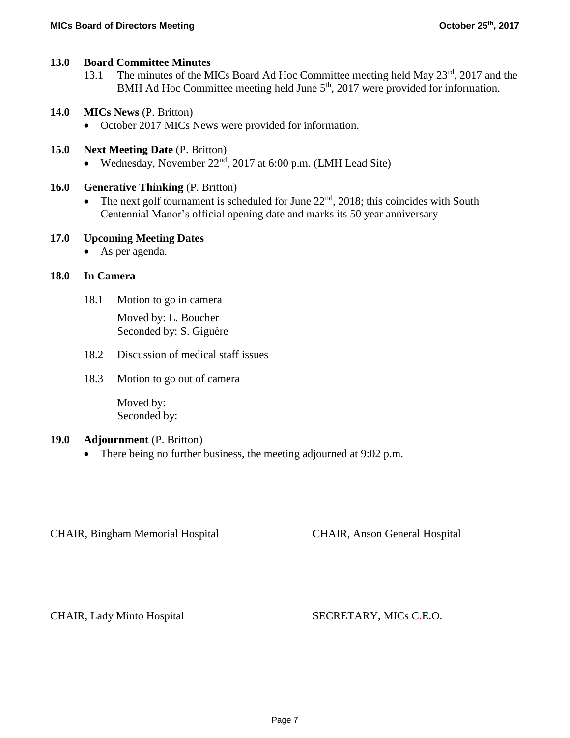**13.0 Board Committee Minutes**

13.1 The minutes of the MICs Board Ad Hoc Committee meeting held May 23rd, 2017 and the BMH Ad Hoc Committee meeting held June 5th, 2017 were provided for information.

**14.0 MICs News** (P. Britton)

- October 2017 MICs News were provided for information.

**15.0 Next Meeting Date** (P. Britton)

- Wednesday, November 22nd, 2017 at 6:00 p.m. (LMH Lead Site)

**16.0 Generative Thinking** (P. Britton)

- The next golf tournament is scheduled for June 22nd, 2018; this coincides with South Centennial Manor's official opening date and marks its 50 year anniversary

**17.0 Upcoming Meeting Dates**

- As per agenda.

**18.0 In Camera**

18.1 Motion to go in camera

Moved by: L. Boucher
Seconded by: S. Giguère

18.2 Discussion of medical staff issues

18.3 Motion to go out of camera

Moved by:
Seconded by:

**19.0 Adjournment** (P. Britton)

- There being no further business, the meeting adjourned at 9:02 p.m.

CHAIR, Bingham Memorial Hospital

CHAIR, Anson General Hospital

CHAIR, Lady Minto Hospital

SECRETARY, MICs C.E.O.